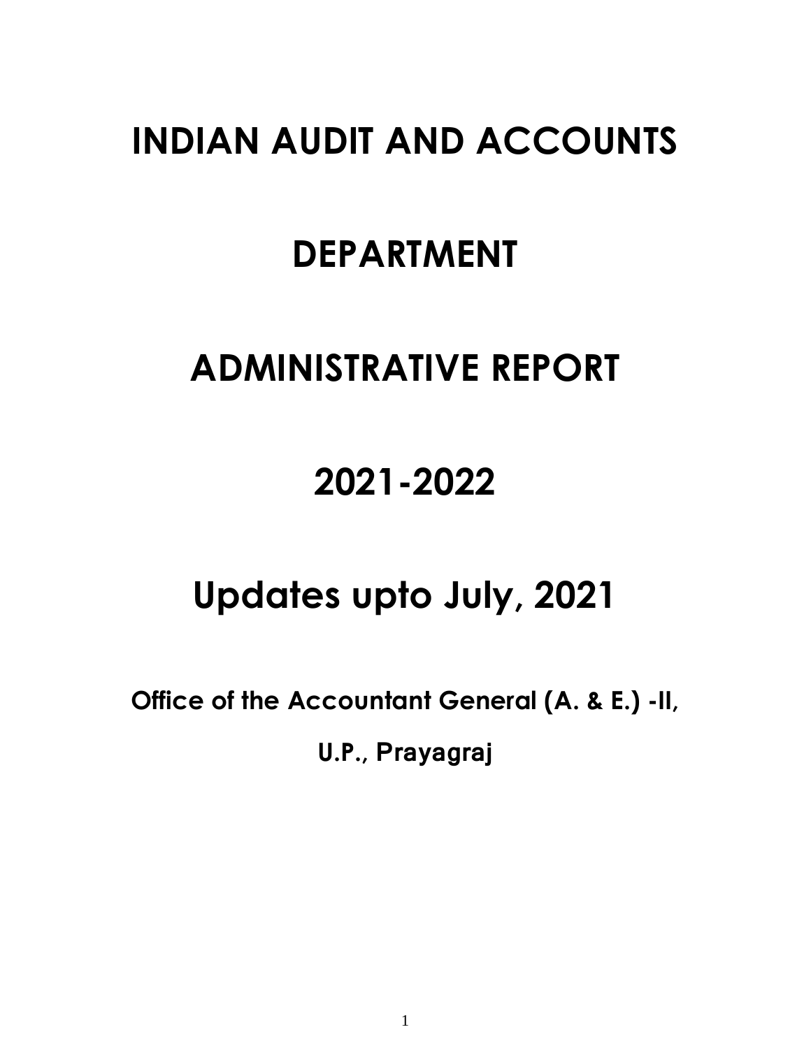# INDIAN AUDIT AND ACCOUNTS

# DEPARTMENT

# ADMINISTRATIVE REPORT

# 2021-2022

# Updates upto July, 2021

**Office of the Accountant General (A. & E.) -II,**

**U.P., Prayagraj**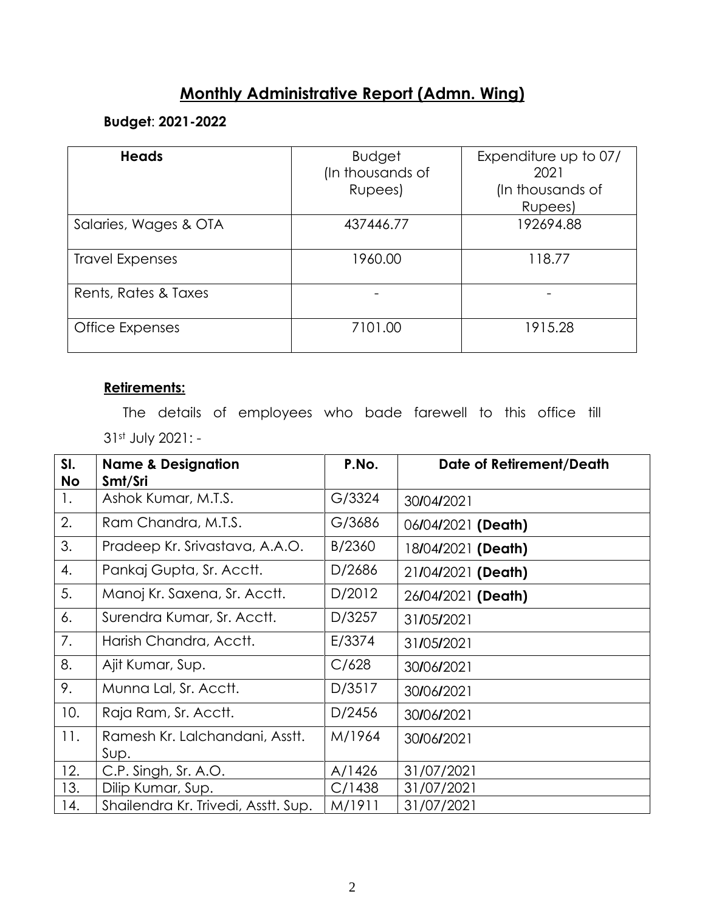# Monthly Administrative Report (Admn. Wing)

**Budget**: **2021-2022**

| **Heads** | Budget (In thousands of Rupees) | Expenditure up to 07/ 2021 (In thousands of Rupees) |
|---|---|---|
| Salaries, Wages & OTA | 437446.77 | 192694.88 |
| Travel Expenses | 1960.00 | 118.77 |
| Rents, Rates & Taxes | - | - |
| Office Expenses | 7101.00 | 1915.28 |

**Retirements:**

The details of employees who bade farewell to this office till 31st July 2021: -

| **Sl. No** | **Name & Designation Smt/Sri** | **P.No.** | **Date of Retirement/Death** |
|---|---|---|---|
| 1. | Ashok Kumar, M.T.S. | G/3324 | 30/04/2021 |
| 2. | Ram Chandra, M.T.S. | G/3686 | 06/04/2021 **(Death)** |
| 3. | Pradeep Kr. Srivastava, A.A.O. | B/2360 | 18/04/2021 **(Death)** |
| 4. | Pankaj Gupta, Sr. Acctt. | D/2686 | 21/04/2021 **(Death)** |
| 5. | Manoj Kr. Saxena, Sr. Acctt. | D/2012 | 26/04/2021 **(Death)** |
| 6. | Surendra Kumar, Sr. Acctt. | D/3257 | 31/05/2021 |
| 7. | Harish Chandra, Acctt. | E/3374 | 31/05/2021 |
| 8. | Ajit Kumar, Sup. | C/628 | 30/06/2021 |
| 9. | Munna Lal, Sr. Acctt. | D/3517 | 30/06/2021 |
| 10. | Raja Ram, Sr. Acctt. | D/2456 | 30/06/2021 |
| 11. | Ramesh Kr. Lalchandani, Asstt. Sup. | M/1964 | 30/06/2021 |
| 12. | C.P. Singh, Sr. A.O. | A/1426 | 31/07/2021 |
| 13. | Dilip Kumar, Sup. | C/1438 | 31/07/2021 |
| 14. | Shailendra Kr. Trivedi, Asstt. Sup. | M/1911 | 31/07/2021 |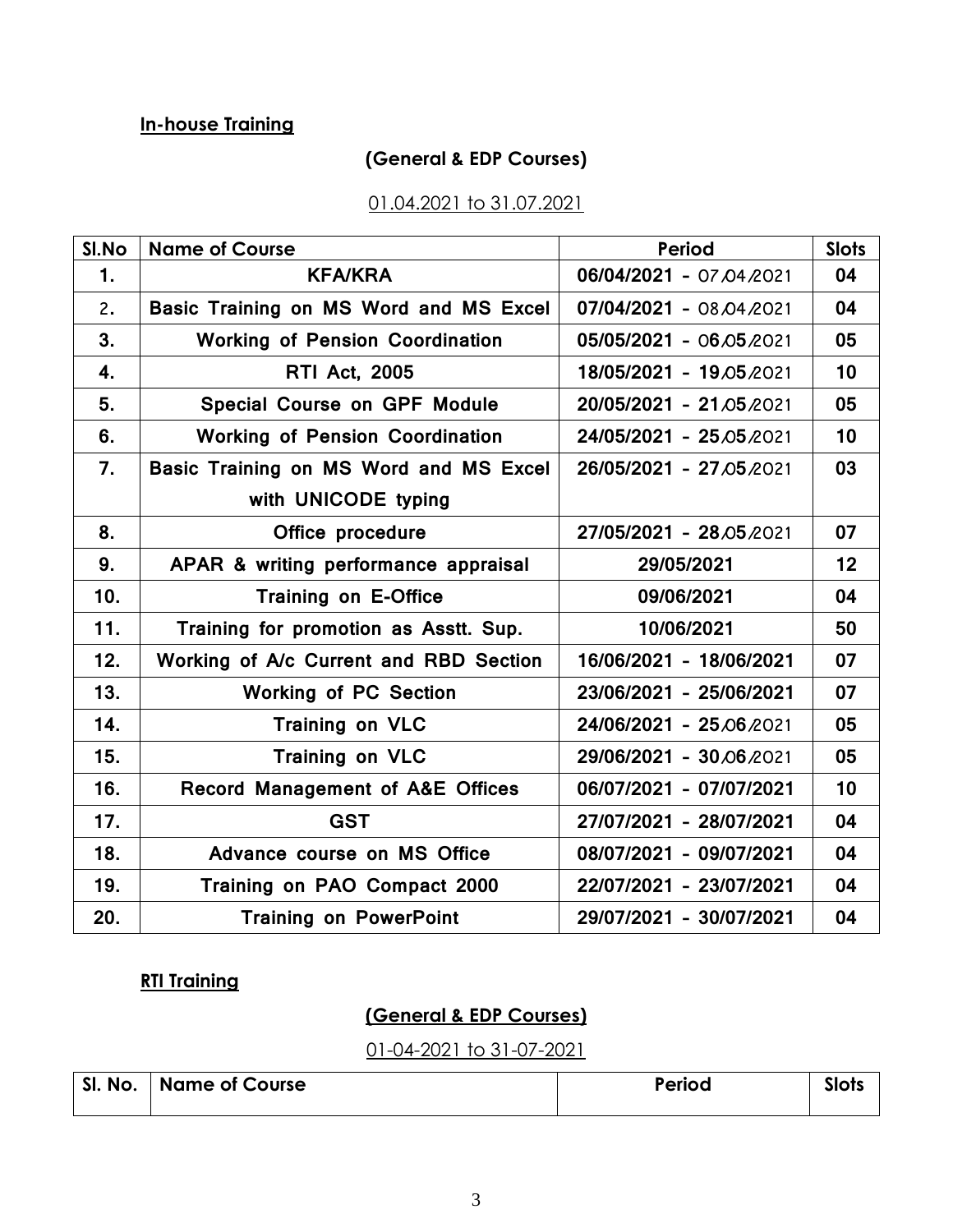**In-house Training**

**(General & EDP Courses)**

01.04.2021 to 31.07.2021

| Sl.No | Name of Course | Period | Slots |
|---|---|---|---|
| 1. | KFA/KRA | 06/04/2021 - 07/04/2021 | 04 |
| 2. | Basic Training on MS Word and MS Excel | 07/04/2021 - 08/04/2021 | 04 |
| 3. | Working of Pension Coordination | 05/05/2021 - 06/05/2021 | 05 |
| 4. | RTI Act, 2005 | 18/05/2021 - 19/05/2021 | 10 |
| 5. | Special Course on GPF Module | 20/05/2021 - 21/05/2021 | 05 |
| 6. | Working of Pension Coordination | 24/05/2021 - 25/05/2021 | 10 |
| 7. | Basic Training on MS Word and MS Excel with UNICODE typing | 26/05/2021 - 27/05/2021 | 03 |
| 8. | Office procedure | 27/05/2021 - 28/05/2021 | 07 |
| 9. | APAR & writing performance appraisal | 29/05/2021 | 12 |
| 10. | Training on E-Office | 09/06/2021 | 04 |
| 11. | Training for promotion as Asstt. Sup. | 10/06/2021 | 50 |
| 12. | Working of A/c Current and RBD Section | 16/06/2021 - 18/06/2021 | 07 |
| 13. | Working of PC Section | 23/06/2021 - 25/06/2021 | 07 |
| 14. | Training on VLC | 24/06/2021 - 25/06/2021 | 05 |
| 15. | Training on VLC | 29/06/2021 - 30/06/2021 | 05 |
| 16. | Record Management of A&E Offices | 06/07/2021 - 07/07/2021 | 10 |
| 17. | GST | 27/07/2021 - 28/07/2021 | 04 |
| 18. | Advance course on MS Office | 08/07/2021 - 09/07/2021 | 04 |
| 19. | Training on PAO Compact 2000 | 22/07/2021 - 23/07/2021 | 04 |
| 20. | Training on PowerPoint | 29/07/2021 - 30/07/2021 | 04 |

**RTI Training**

**(General & EDP Courses)**

01-04-2021 to 31-07-2021

| Sl. No. | Name of Course | Period | Slots |
|---|---|---|---|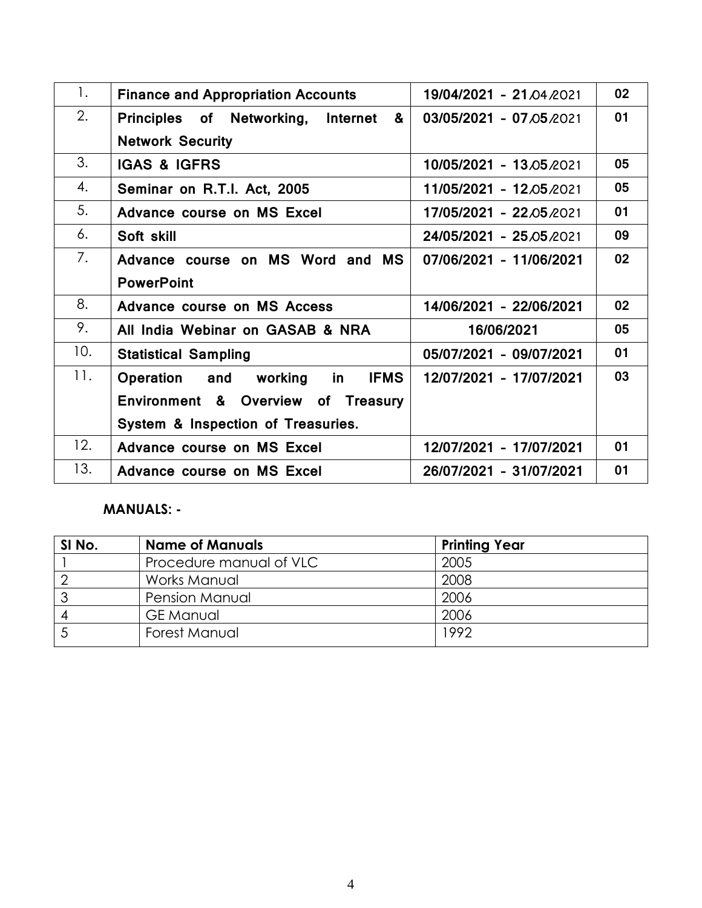| 1. | **Finance and Appropriation Accounts** | **19/04/2021 - 21/04/2021** | **02** |
|---|---|---|---|
| 2. | **Principles of Networking, Internet & Network Security** | **03/05/2021 - 07/05/2021** | **01** |
| 3. | **IGAS & IGFRS** | **10/05/2021 - 13/05/2021** | **05** |
| 4. | **Seminar on R.T.I. Act, 2005** | **11/05/2021 - 12/05/2021** | **05** |
| 5. | **Advance course on MS Excel** | **17/05/2021 - 22/05/2021** | **01** |
| 6. | **Soft skill** | **24/05/2021 - 25/05/2021** | **09** |
| 7. | **Advance course on MS Word and MS PowerPoint** | **07/06/2021 - 11/06/2021** | **02** |
| 8. | **Advance course on MS Access** | **14/06/2021 - 22/06/2021** | **02** |
| 9. | **All India Webinar on GASAB & NRA** | **16/06/2021** | **05** |
| 10. | **Statistical Sampling** | **05/07/2021 - 09/07/2021** | **01** |
| 11. | **Operation and working in IFMS Environment & Overview of Treasury System & Inspection of Treasuries.** | **12/07/2021 - 17/07/2021** | **03** |
| 12. | **Advance course on MS Excel** | **12/07/2021 - 17/07/2021** | **01** |
| 13. | **Advance course on MS Excel** | **26/07/2021 - 31/07/2021** | **01** |

**MANUALS: -**

| Sl No. | Name of Manuals | Printing Year |
|---|---|---|
| 1 | Procedure manual of VLC | 2005 |
| 2 | Works Manual | 2008 |
| 3 | Pension Manual | 2006 |
| 4 | GE Manual | 2006 |
| 5 | Forest Manual | 1992 |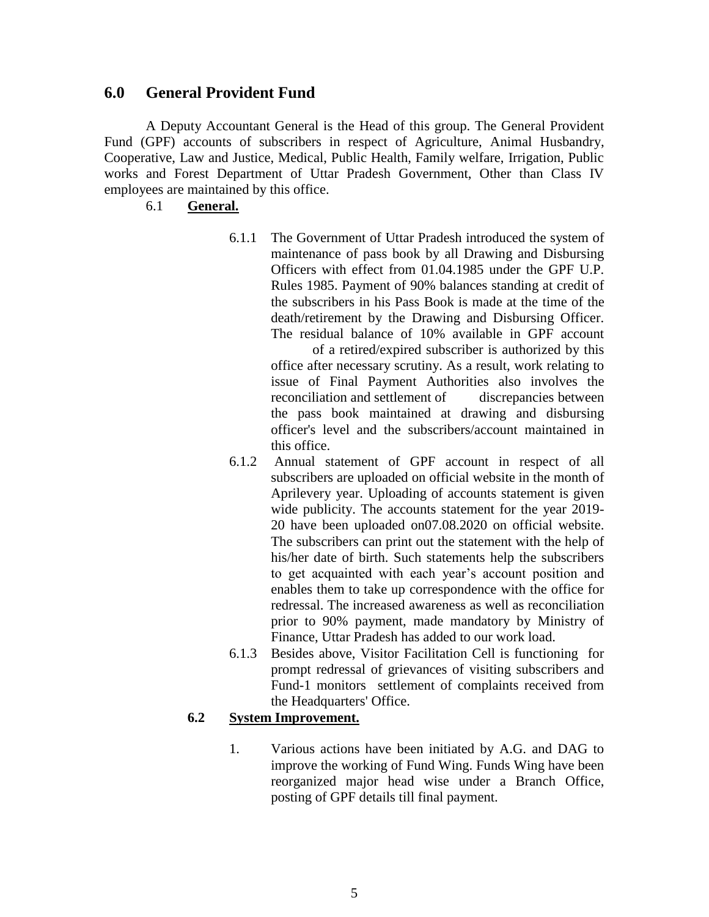## 6.0 General Provident Fund

A Deputy Accountant General is the Head of this group. The General Provident Fund (GPF) accounts of subscribers in respect of Agriculture, Animal Husbandry, Cooperative, Law and Justice, Medical, Public Health, Family welfare, Irrigation, Public works and Forest Department of Uttar Pradesh Government, Other than Class IV employees are maintained by this office.

### 6.1 General.

6.1.1 The Government of Uttar Pradesh introduced the system of maintenance of pass book by all Drawing and Disbursing Officers with effect from 01.04.1985 under the GPF U.P. Rules 1985. Payment of 90% balances standing at credit of the subscribers in his Pass Book is made at the time of the death/retirement by the Drawing and Disbursing Officer. The residual balance of 10% available in GPF account of a retired/expired subscriber is authorized by this office after necessary scrutiny. As a result, work relating to issue of Final Payment Authorities also involves the reconciliation and settlement of discrepancies between the pass book maintained at drawing and disbursing officer's level and the subscribers/account maintained in this office.

6.1.2 Annual statement of GPF account in respect of all subscribers are uploaded on official website in the month of Aprilevery year. Uploading of accounts statement is given wide publicity. The accounts statement for the year 2019-20 have been uploaded on07.08.2020 on official website. The subscribers can print out the statement with the help of his/her date of birth. Such statements help the subscribers to get acquainted with each year's account position and enables them to take up correspondence with the office for redressal. The increased awareness as well as reconciliation prior to 90% payment, made mandatory by Ministry of Finance, Uttar Pradesh has added to our work load.

6.1.3 Besides above, Visitor Facilitation Cell is functioning for prompt redressal of grievances of visiting subscribers and Fund-1 monitors settlement of complaints received from the Headquarters' Office.

### 6.2 System Improvement.

1. Various actions have been initiated by A.G. and DAG to improve the working of Fund Wing. Funds Wing have been reorganized major head wise under a Branch Office, posting of GPF details till final payment.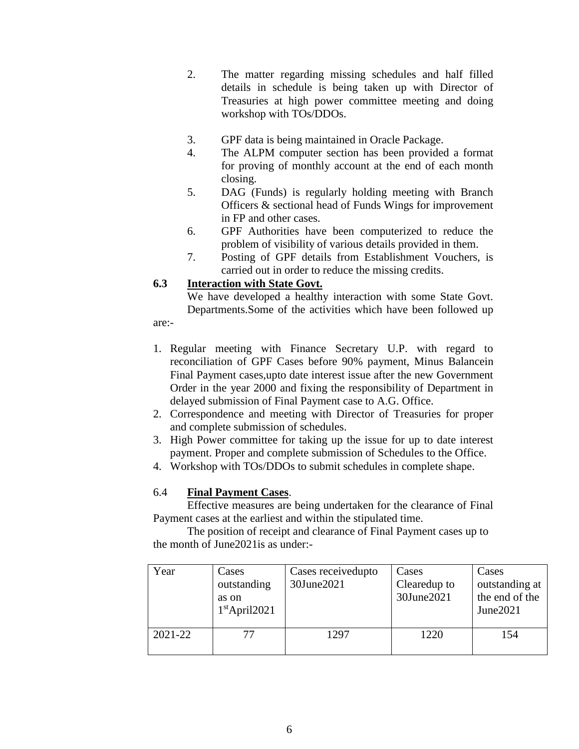2. The matter regarding missing schedules and half filled details in schedule is being taken up with Director of Treasuries at high power committee meeting and doing workshop with TOs/DDOs.

3. GPF data is being maintained in Oracle Package.
4. The ALPM computer section has been provided a format for proving of monthly account at the end of each month closing.
5. DAG (Funds) is regularly holding meeting with Branch Officers & sectional head of Funds Wings for improvement in FP and other cases.
6. GPF Authorities have been computerized to reduce the problem of visibility of various details provided in them.
7. Posting of GPF details from Establishment Vouchers, is carried out in order to reduce the missing credits.

### 6.3 Interaction with State Govt.

We have developed a healthy interaction with some State Govt. Departments.Some of the activities which have been followed up are:-

1. Regular meeting with Finance Secretary U.P. with regard to reconciliation of GPF Cases before 90% payment, Minus Balancein Final Payment cases,upto date interest issue after the new Government Order in the year 2000 and fixing the responsibility of Department in delayed submission of Final Payment case to A.G. Office.
2. Correspondence and meeting with Director of Treasuries for proper and complete submission of schedules.
3. High Power committee for taking up the issue for up to date interest payment. Proper and complete submission of Schedules to the Office.
4. Workshop with TOs/DDOs to submit schedules in complete shape.

### 6.4 Final Payment Cases.

Effective measures are being undertaken for the clearance of Final Payment cases at the earliest and within the stipulated time.

The position of receipt and clearance of Final Payment cases up to the month of June2021is as under:-

| Year | Cases outstanding as on 1st April2021 | Cases receivedupto 30June2021 | Cases Clearedup to 30June2021 | Cases outstanding at the end of the June2021 |
|---|---|---|---|---|
| 2021-22 | 77 | 1297 | 1220 | 154 |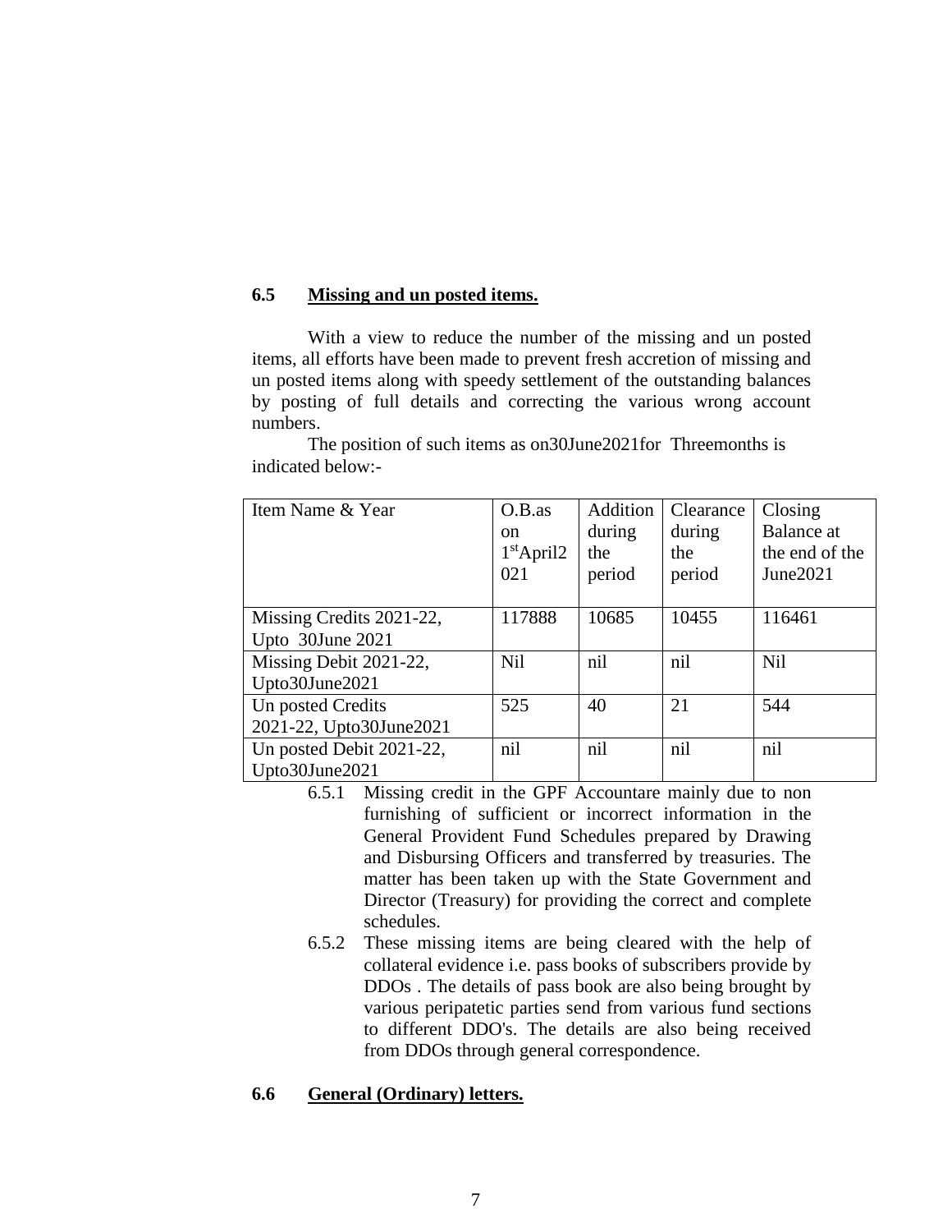### 6.5 Missing and un posted items.

With a view to reduce the number of the missing and un posted items, all efforts have been made to prevent fresh accretion of missing and un posted items along with speedy settlement of the outstanding balances by posting of full details and correcting the various wrong account numbers.

The position of such items as on30June2021for Threemonths is indicated below:-

| Item Name & Year | O.B.as on 1stApril2021 | Addition during the period | Clearance during the period | Closing Balance at the end of the June2021 |
|---|---|---|---|---|
| Missing Credits 2021-22, Upto 30June 2021 | 117888 | 10685 | 10455 | 116461 |
| Missing Debit 2021-22, Upto30June2021 | Nil | nil | nil | Nil |
| Un posted Credits 2021-22, Upto30June2021 | 525 | 40 | 21 | 544 |
| Un posted Debit 2021-22, Upto30June2021 | nil | nil | nil | nil |

6.5.1 Missing credit in the GPF Accountare mainly due to non furnishing of sufficient or incorrect information in the General Provident Fund Schedules prepared by Drawing and Disbursing Officers and transferred by treasuries. The matter has been taken up with the State Government and Director (Treasury) for providing the correct and complete schedules.

6.5.2 These missing items are being cleared with the help of collateral evidence i.e. pass books of subscribers provide by DDOs . The details of pass book are also being brought by various peripatetic parties send from various fund sections to different DDO's. The details are also being received from DDOs through general correspondence.

### 6.6 General (Ordinary) letters.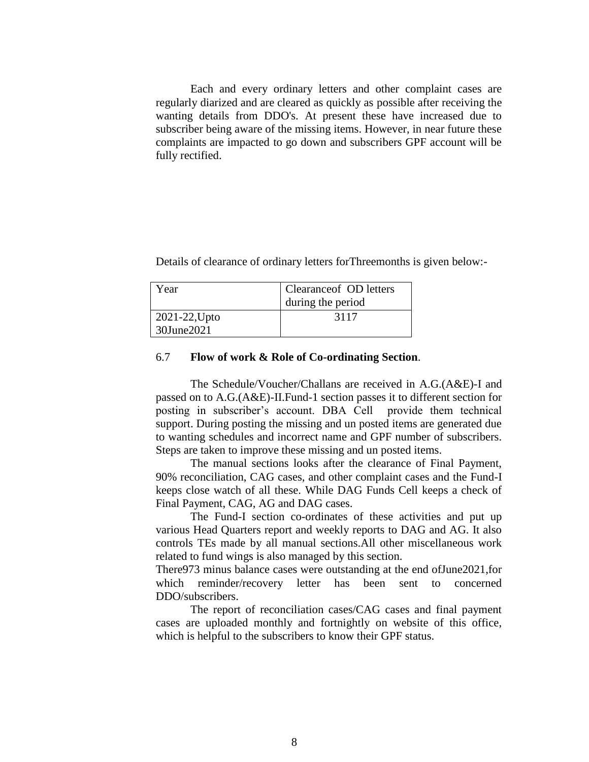Each and every ordinary letters and other complaint cases are regularly diarized and are cleared as quickly as possible after receiving the wanting details from DDO's. At present these have increased due to subscriber being aware of the missing items. However, in near future these complaints are impacted to go down and subscribers GPF account will be fully rectified.

Details of clearance of ordinary letters forThreemonths is given below:-

| Year | Clearanceof OD letters during the period |
|---|---|
| 2021-22,Upto 30June2021 | 3117 |

### 6.7 **Flow of work & Role of Co-ordinating Section**.

The Schedule/Voucher/Challans are received in A.G.(A&E)-I and passed on to A.G.(A&E)-II.Fund-1 section passes it to different section for posting in subscriber's account. DBA Cell provide them technical support. During posting the missing and un posted items are generated due to wanting schedules and incorrect name and GPF number of subscribers. Steps are taken to improve these missing and un posted items.

The manual sections looks after the clearance of Final Payment, 90% reconciliation, CAG cases, and other complaint cases and the Fund-I keeps close watch of all these. While DAG Funds Cell keeps a check of Final Payment, CAG, AG and DAG cases.

The Fund-I section co-ordinates of these activities and put up various Head Quarters report and weekly reports to DAG and AG. It also controls TEs made by all manual sections.All other miscellaneous work related to fund wings is also managed by this section.

There973 minus balance cases were outstanding at the end ofJune2021,for which reminder/recovery letter has been sent to concerned DDO/subscribers.

The report of reconciliation cases/CAG cases and final payment cases are uploaded monthly and fortnightly on website of this office, which is helpful to the subscribers to know their GPF status.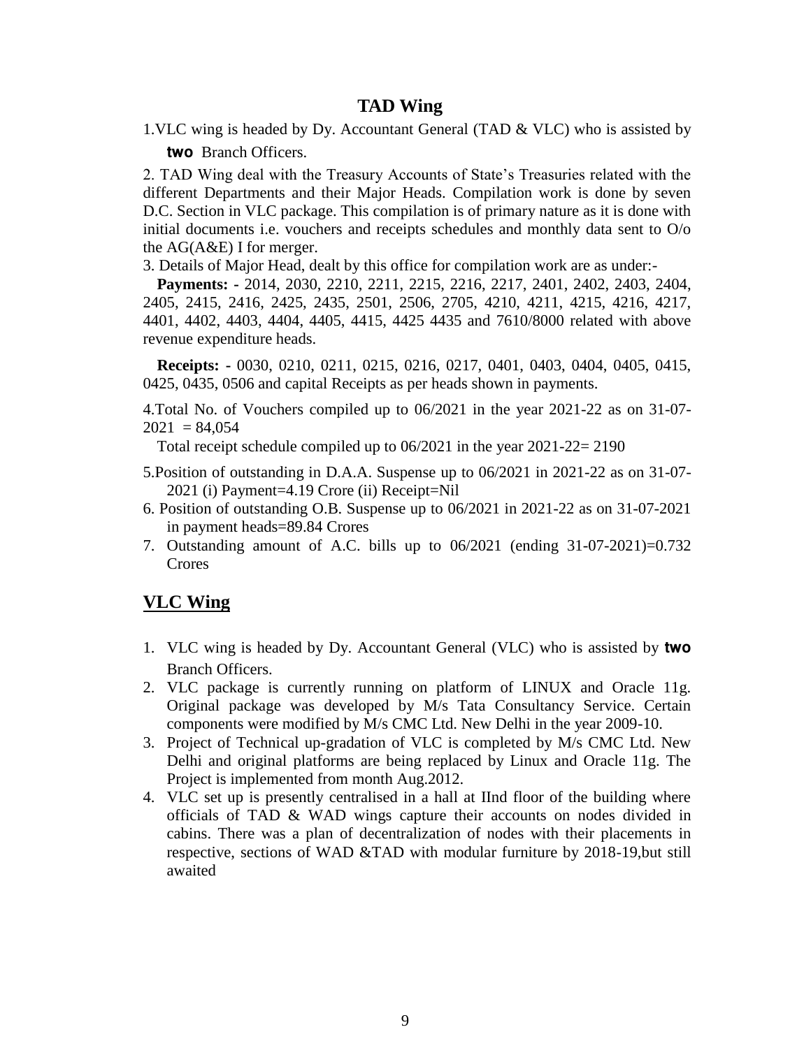## TAD Wing

1.VLC wing is headed by Dy. Accountant General (TAD & VLC) who is assisted by **two** Branch Officers.

2. TAD Wing deal with the Treasury Accounts of State's Treasuries related with the different Departments and their Major Heads. Compilation work is done by seven D.C. Section in VLC package. This compilation is of primary nature as it is done with initial documents i.e. vouchers and receipts schedules and monthly data sent to O/o the AG(A&E) I for merger.

3. Details of Major Head, dealt by this office for compilation work are as under:-

**Payments: -** 2014, 2030, 2210, 2211, 2215, 2216, 2217, 2401, 2402, 2403, 2404, 2405, 2415, 2416, 2425, 2435, 2501, 2506, 2705, 4210, 4211, 4215, 4216, 4217, 4401, 4402, 4403, 4404, 4405, 4415, 4425 4435 and 7610/8000 related with above revenue expenditure heads.

**Receipts: -** 0030, 0210, 0211, 0215, 0216, 0217, 0401, 0403, 0404, 0405, 0415, 0425, 0435, 0506 and capital Receipts as per heads shown in payments.

4.Total No. of Vouchers compiled up to 06/2021 in the year 2021-22 as on 31-07-2021 = 84,054

Total receipt schedule compiled up to 06/2021 in the year 2021-22= 2190

5.Position of outstanding in D.A.A. Suspense up to 06/2021 in 2021-22 as on 31-07-2021 (i) Payment=4.19 Crore (ii) Receipt=Nil

6. Position of outstanding O.B. Suspense up to 06/2021 in 2021-22 as on 31-07-2021 in payment heads=89.84 Crores

7. Outstanding amount of A.C. bills up to 06/2021 (ending 31-07-2021)=0.732 Crores

## VLC Wing

1. VLC wing is headed by Dy. Accountant General (VLC) who is assisted by **two** Branch Officers.
2. VLC package is currently running on platform of LINUX and Oracle 11g. Original package was developed by M/s Tata Consultancy Service. Certain components were modified by M/s CMC Ltd. New Delhi in the year 2009-10.
3. Project of Technical up-gradation of VLC is completed by M/s CMC Ltd. New Delhi and original platforms are being replaced by Linux and Oracle 11g. The Project is implemented from month Aug.2012.
4. VLC set up is presently centralised in a hall at IInd floor of the building where officials of TAD & WAD wings capture their accounts on nodes divided in cabins. There was a plan of decentralization of nodes with their placements in respective, sections of WAD &TAD with modular furniture by 2018-19,but still awaited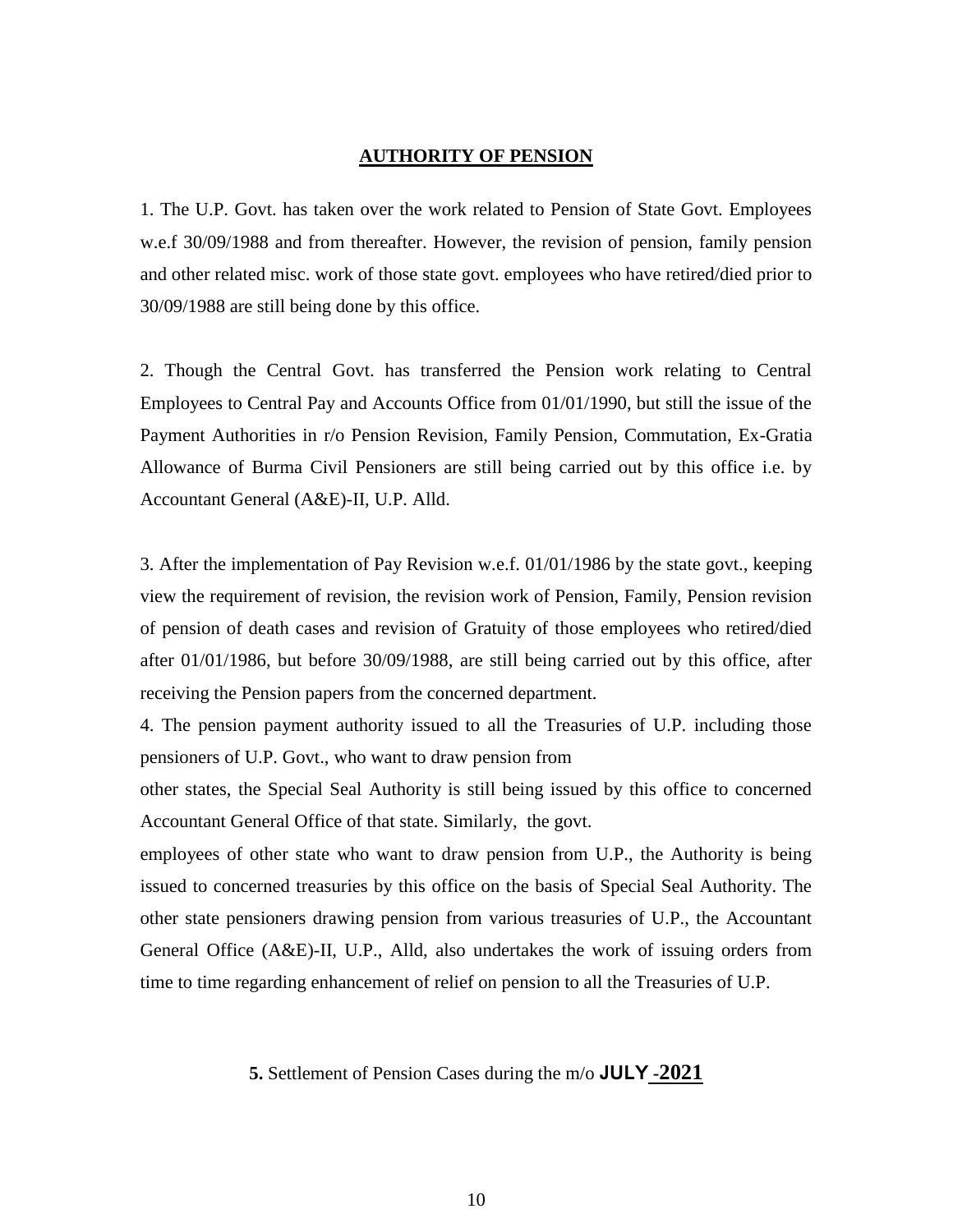## AUTHORITY OF PENSION

1. The U.P. Govt. has taken over the work related to Pension of State Govt. Employees w.e.f 30/09/1988 and from thereafter. However, the revision of pension, family pension and other related misc. work of those state govt. employees who have retired/died prior to 30/09/1988 are still being done by this office.

2. Though the Central Govt. has transferred the Pension work relating to Central Employees to Central Pay and Accounts Office from 01/01/1990, but still the issue of the Payment Authorities in r/o Pension Revision, Family Pension, Commutation, Ex-Gratia Allowance of Burma Civil Pensioners are still being carried out by this office i.e. by Accountant General (A&E)-II, U.P. Alld.

3. After the implementation of Pay Revision w.e.f. 01/01/1986 by the state govt., keeping view the requirement of revision, the revision work of Pension, Family, Pension revision of pension of death cases and revision of Gratuity of those employees who retired/died after 01/01/1986, but before 30/09/1988, are still being carried out by this office, after receiving the Pension papers from the concerned department.

4. The pension payment authority issued to all the Treasuries of U.P. including those pensioners of U.P. Govt., who want to draw pension from other states, the Special Seal Authority is still being issued by this office to concerned Accountant General Office of that state. Similarly, the govt. employees of other state who want to draw pension from U.P., the Authority is being issued to concerned treasuries by this office on the basis of Special Seal Authority. The other state pensioners drawing pension from various treasuries of U.P., the Accountant General Office (A&E)-II, U.P., Alld, also undertakes the work of issuing orders from time to time regarding enhancement of relief on pension to all the Treasuries of U.P.

**5.** Settlement of Pension Cases during the m/o **JULY -2021**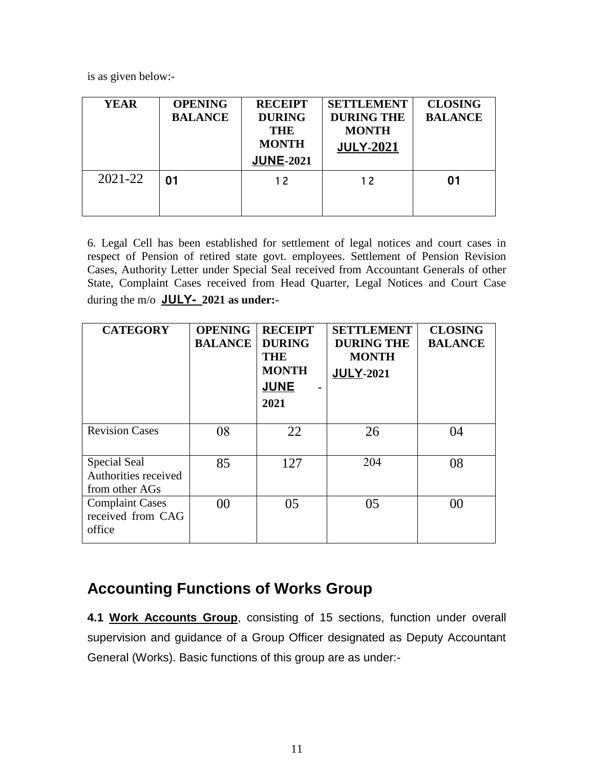is as given below:-

| YEAR | OPENING BALANCE | RECEIPT DURING THE MONTH **JUNE**-2021 | SETTLEMENT DURING THE MONTH **JULY**-2021 | CLOSING BALANCE |
|---|---|---|---|---|
| 2021-22 | **01** | 12 | 12 | **01** |

6. Legal Cell has been established for settlement of legal notices and court cases in respect of Pension of retired state govt. employees. Settlement of Pension Revision Cases, Authority Letter under Special Seal received from Accountant Generals of other State, Complaint Cases received from Head Quarter, Legal Notices and Court Case during the m/o **JULY- 2021 as under:-**

| CATEGORY | OPENING BALANCE | RECEIPT DURING THE MONTH **JUNE** - 2021 | SETTLEMENT DURING THE MONTH **JULY**-2021 | CLOSING BALANCE |
|---|---|---|---|---|
| Revision Cases | 08 | 22 | 26 | 04 |
| Special Seal Authorities received from other AGs | 85 | 127 | 204 | 08 |
| Complaint Cases received from CAG office | 00 | 05 | 05 | 00 |

## Accounting Functions of Works Group

**4.1 Work Accounts Group**, consisting of 15 sections, function under overall supervision and guidance of a Group Officer designated as Deputy Accountant General (Works). Basic functions of this group are as under:-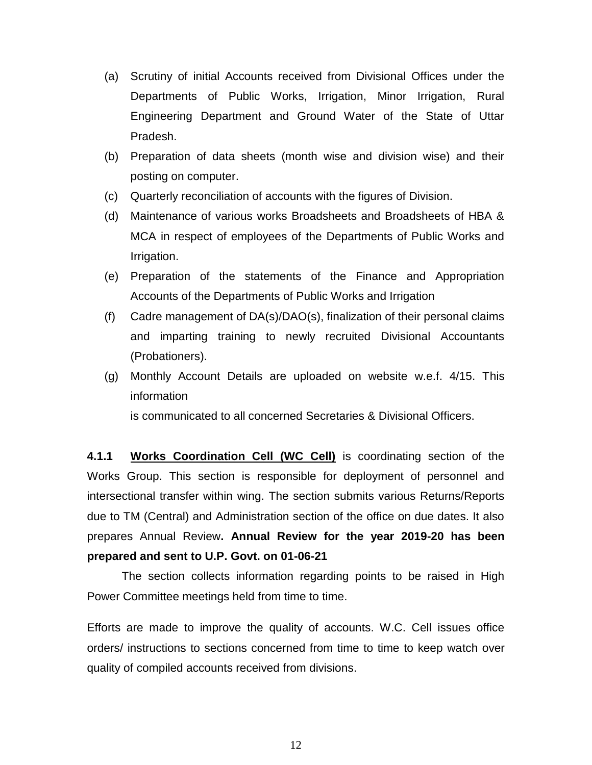(a) Scrutiny of initial Accounts received from Divisional Offices under the Departments of Public Works, Irrigation, Minor Irrigation, Rural Engineering Department and Ground Water of the State of Uttar Pradesh.

(b) Preparation of data sheets (month wise and division wise) and their posting on computer.

(c) Quarterly reconciliation of accounts with the figures of Division.

(d) Maintenance of various works Broadsheets and Broadsheets of HBA & MCA in respect of employees of the Departments of Public Works and Irrigation.

(e) Preparation of the statements of the Finance and Appropriation Accounts of the Departments of Public Works and Irrigation

(f) Cadre management of DA(s)/DAO(s), finalization of their personal claims and imparting training to newly recruited Divisional Accountants (Probationers).

(g) Monthly Account Details are uploaded on website w.e.f. 4/15. This information
is communicated to all concerned Secretaries & Divisional Officers.

**4.1.1** **Works Coordination Cell (WC Cell)** is coordinating section of the Works Group. This section is responsible for deployment of personnel and intersectional transfer within wing. The section submits various Returns/Reports due to TM (Central) and Administration section of the office on due dates. It also prepares Annual Review**. Annual Review for the year 2019-20 has been prepared and sent to U.P. Govt. on 01-06-21**

The section collects information regarding points to be raised in High Power Committee meetings held from time to time.

Efforts are made to improve the quality of accounts. W.C. Cell issues office orders/ instructions to sections concerned from time to time to keep watch over quality of compiled accounts received from divisions.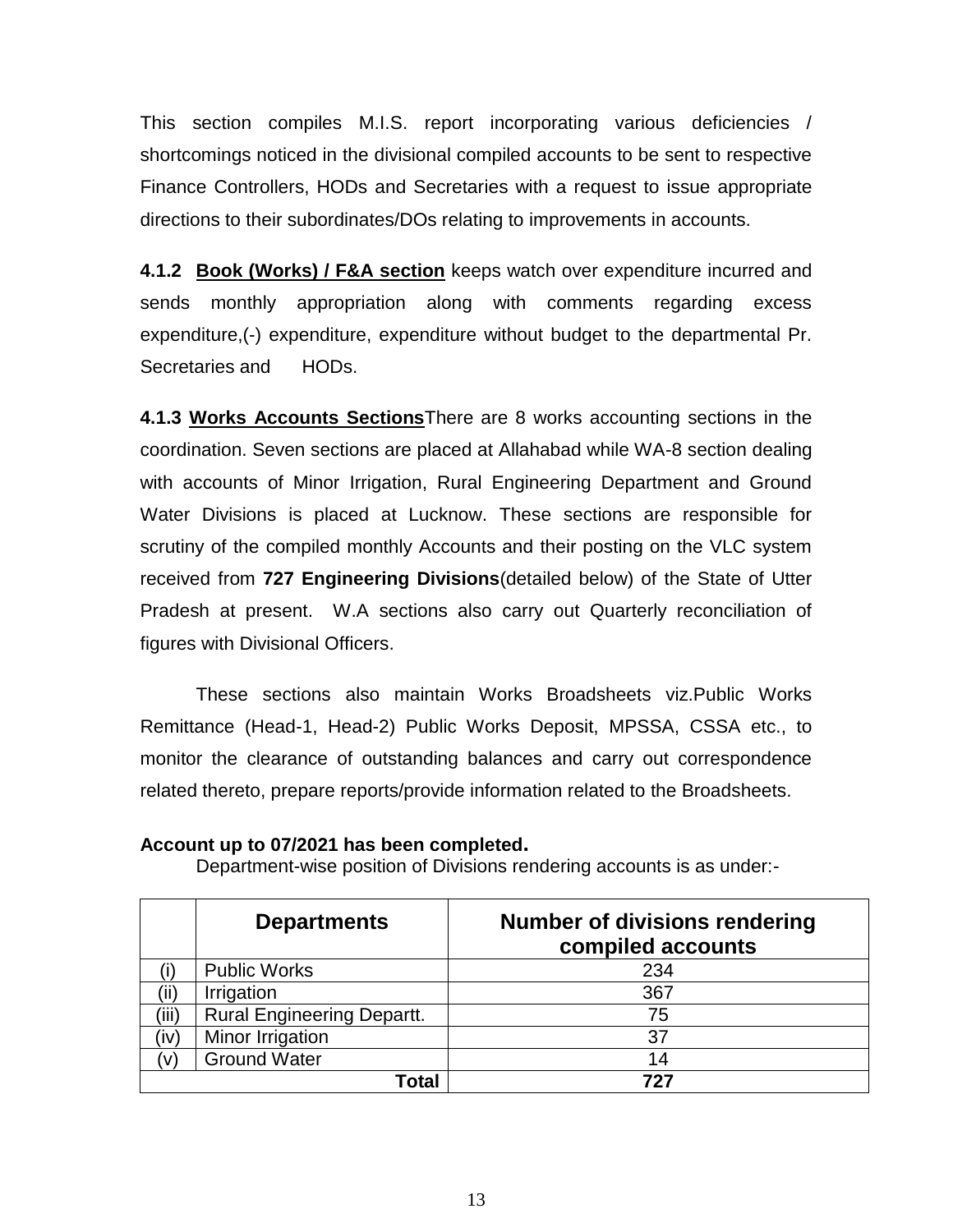This section compiles M.I.S. report incorporating various deficiencies / shortcomings noticed in the divisional compiled accounts to be sent to respective Finance Controllers, HODs and Secretaries with a request to issue appropriate directions to their subordinates/DOs relating to improvements in accounts.

**4.1.2** **Book (Works) / F&A section** keeps watch over expenditure incurred and sends monthly appropriation along with comments regarding excess expenditure,(-) expenditure, expenditure without budget to the departmental Pr. Secretaries and HODs.

**4.1.3** **Works Accounts Sections**There are 8 works accounting sections in the coordination. Seven sections are placed at Allahabad while WA-8 section dealing with accounts of Minor Irrigation, Rural Engineering Department and Ground Water Divisions is placed at Lucknow. These sections are responsible for scrutiny of the compiled monthly Accounts and their posting on the VLC system received from **727 Engineering Divisions**(detailed below) of the State of Utter Pradesh at present. W.A sections also carry out Quarterly reconciliation of figures with Divisional Officers.

These sections also maintain Works Broadsheets viz.Public Works Remittance (Head-1, Head-2) Public Works Deposit, MPSSA, CSSA etc., to monitor the clearance of outstanding balances and carry out correspondence related thereto, prepare reports/provide information related to the Broadsheets.

**Account up to 07/2021 has been completed.**

Department-wise position of Divisions rendering accounts is as under:-

| | **Departments** | **Number of divisions rendering compiled accounts** |
|---|---|---|
| (i) | Public Works | 234 |
| (ii) | Irrigation | 367 |
| (iii) | Rural Engineering Departt. | 75 |
| (iv) | Minor Irrigation | 37 |
| (v) | Ground Water | 14 |
| | **Total** | **727** |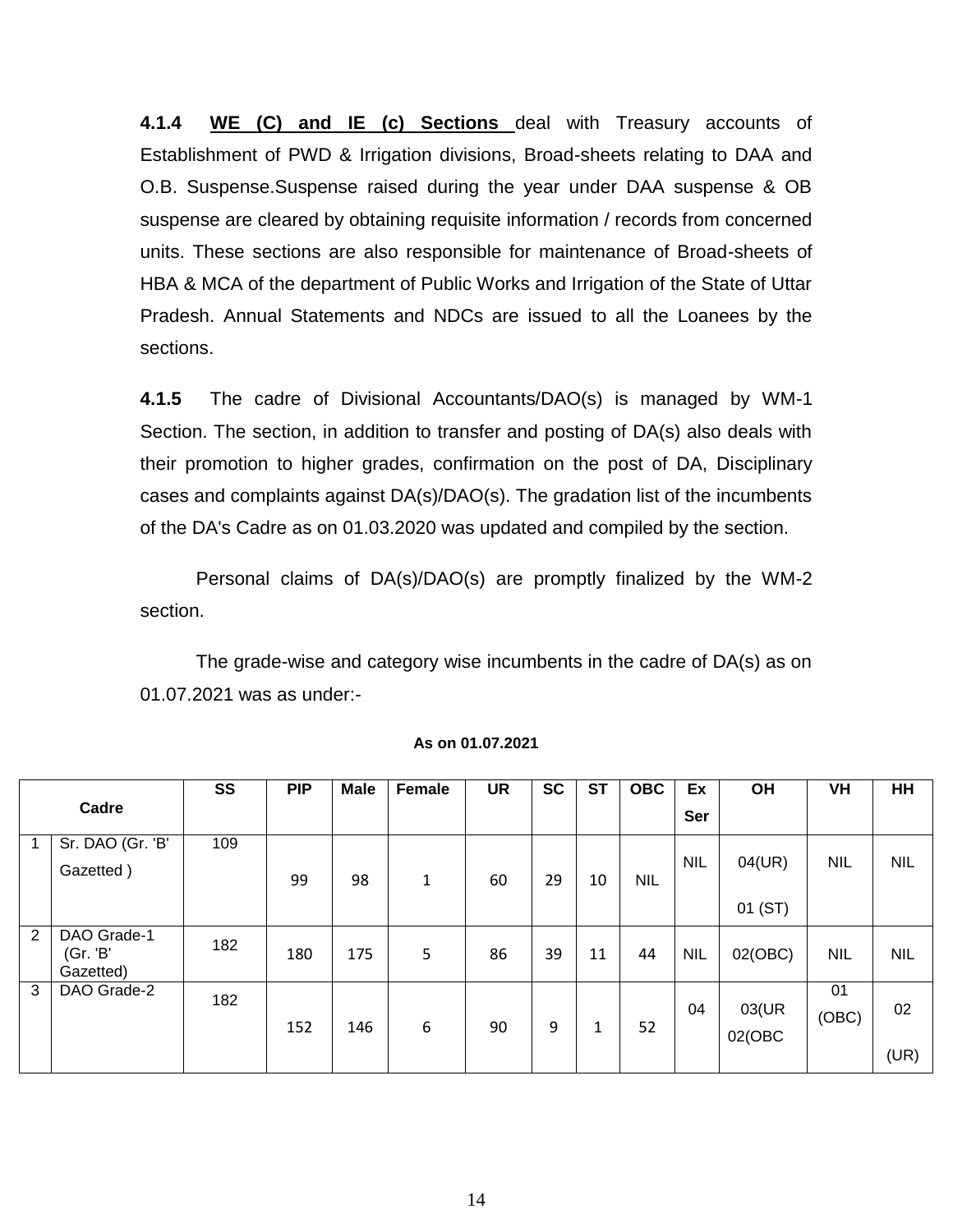**4.1.4** **WE (C) and IE (c) Sections** deal with Treasury accounts of Establishment of PWD & Irrigation divisions, Broad-sheets relating to DAA and O.B. Suspense.Suspense raised during the year under DAA suspense & OB suspense are cleared by obtaining requisite information / records from concerned units. These sections are also responsible for maintenance of Broad-sheets of HBA & MCA of the department of Public Works and Irrigation of the State of Uttar Pradesh. Annual Statements and NDCs are issued to all the Loanees by the sections.

**4.1.5** The cadre of Divisional Accountants/DAO(s) is managed by WM-1 Section. The section, in addition to transfer and posting of DA(s) also deals with their promotion to higher grades, confirmation on the post of DA, Disciplinary cases and complaints against DA(s)/DAO(s). The gradation list of the incumbents of the DA's Cadre as on 01.03.2020 was updated and compiled by the section.

Personal claims of DA(s)/DAO(s) are promptly finalized by the WM-2 section.

The grade-wise and category wise incumbents in the cadre of DA(s) as on 01.07.2021 was as under:-

**As on 01.07.2021**

| | Cadre | SS | PIP | Male | Female | UR | SC | ST | OBC | Ex Ser | OH | VH | HH |
|---|---|---|---|---|---|---|---|---|---|---|---|---|---|
| 1 | Sr. DAO (Gr. 'B' Gazetted ) | 109 | 99 | 98 | 1 | 60 | 29 | 10 | NIL | NIL | 04(UR) 01 (ST) | NIL | NIL |
| 2 | DAO Grade-1 (Gr. 'B' Gazetted) | 182 | 180 | 175 | 5 | 86 | 39 | 11 | 44 | NIL | 02(OBC) | NIL | NIL |
| 3 | DAO Grade-2 | 182 | 152 | 146 | 6 | 90 | 9 | 1 | 52 | 04 | 03(UR 02(OBC | 01 (OBC) | 02 (UR) |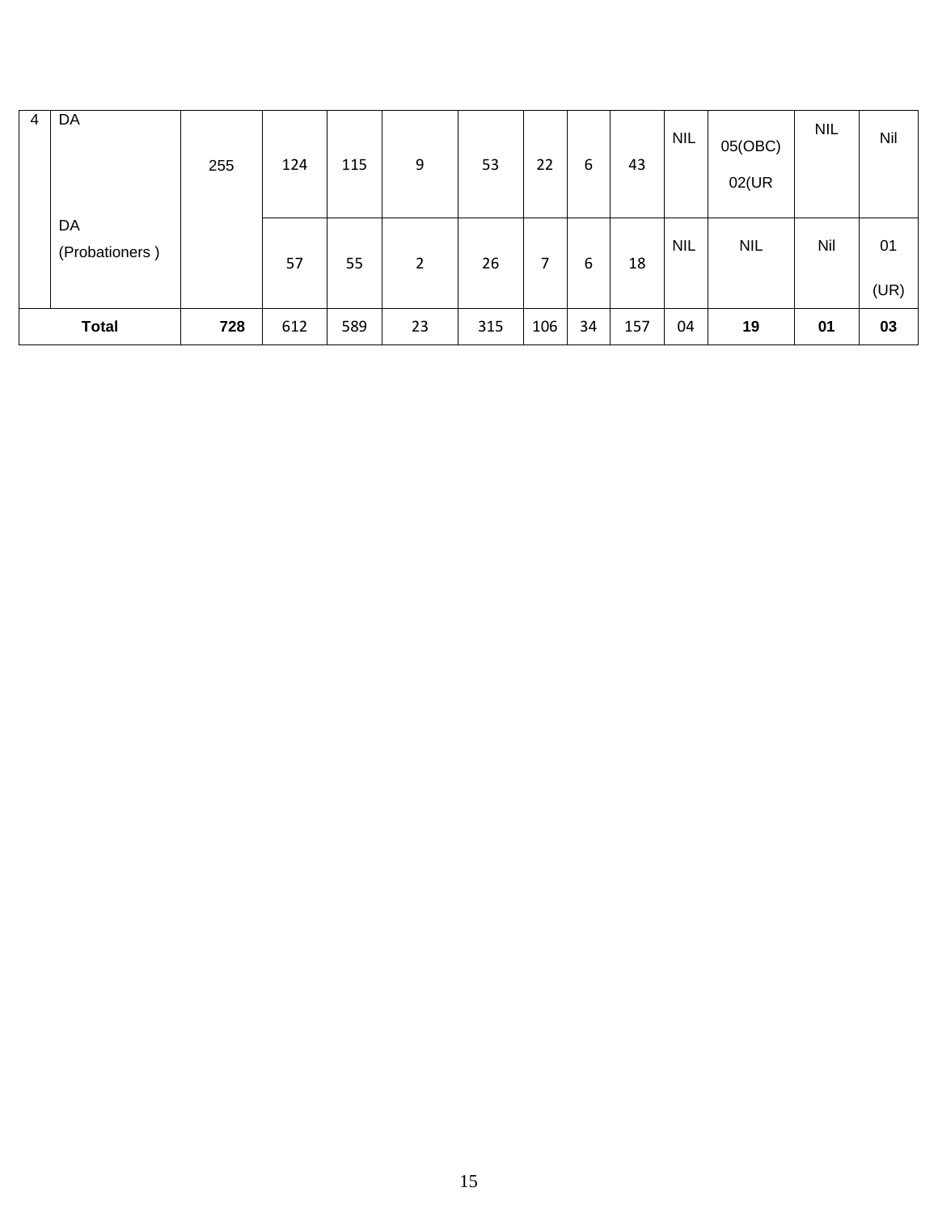| | | | | | | | | | | | | | | |
|---|---|---|---|---|---|---|---|---|---|---|---|---|---|---|
| 4 | DA | 255 | 124 | 115 | 9 | 53 | 22 | 6 | 43 | NIL | 05(OBC)<br>02(UR | NIL | Nil |
| | DA<br>(Probationers ) | | 57 | 55 | 2 | 26 | 7 | 6 | 18 | NIL | NIL | Nil | 01<br>(UR) |
| **Total** | | **728** | 612 | 589 | 23 | 315 | 106 | 34 | 157 | 04 | **19** | **01** | **03** |